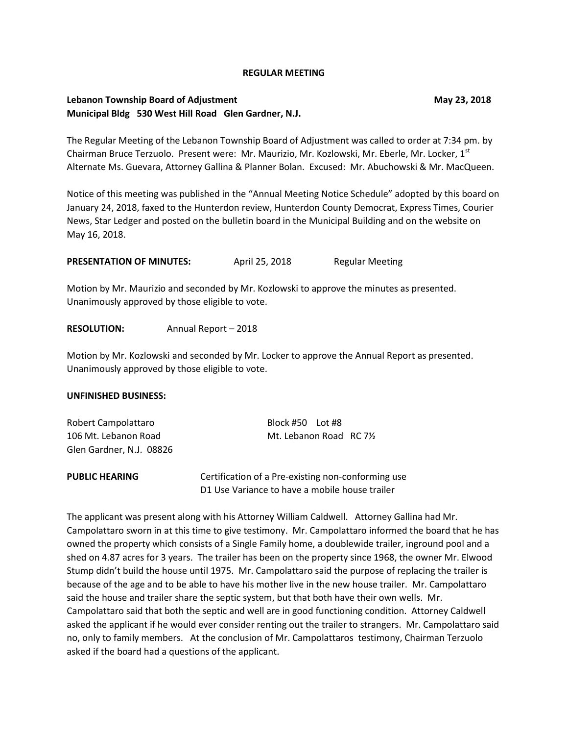**REGULAR MEETING**

**Lebanon Township Board of Adjustment** **May 23, 2018**
**Municipal Bldg 530 West Hill Road Glen Gardner, N.J.**

The Regular Meeting of the Lebanon Township Board of Adjustment was called to order at 7:34 pm. by Chairman Bruce Terzuolo. Present were: Mr. Maurizio, Mr. Kozlowski, Mr. Eberle, Mr. Locker, 1st Alternate Ms. Guevara, Attorney Gallina & Planner Bolan. Excused: Mr. Abuchowski & Mr. MacQueen.

Notice of this meeting was published in the "Annual Meeting Notice Schedule" adopted by this board on January 24, 2018, faxed to the Hunterdon review, Hunterdon County Democrat, Express Times, Courier News, Star Ledger and posted on the bulletin board in the Municipal Building and on the website on May 16, 2018.

**PRESENTATION OF MINUTES:** April 25, 2018 Regular Meeting

Motion by Mr. Maurizio and seconded by Mr. Kozlowski to approve the minutes as presented. Unanimously approved by those eligible to vote.

**RESOLUTION:** Annual Report – 2018

Motion by Mr. Kozlowski and seconded by Mr. Locker to approve the Annual Report as presented. Unanimously approved by those eligible to vote.

**UNFINISHED BUSINESS:**

Robert Campolattaro
106 Mt. Lebanon Road
Glen Gardner, N.J. 08826

Block #50 Lot #8
Mt. Lebanon Road RC 7½

**PUBLIC HEARING** Certification of a Pre-existing non-conforming use
D1 Use Variance to have a mobile house trailer

The applicant was present along with his Attorney William Caldwell. Attorney Gallina had Mr. Campolattaro sworn in at this time to give testimony. Mr. Campolattaro informed the board that he has owned the property which consists of a Single Family home, a doublewide trailer, inground pool and a shed on 4.87 acres for 3 years. The trailer has been on the property since 1968, the owner Mr. Elwood Stump didn't build the house until 1975. Mr. Campolattaro said the purpose of replacing the trailer is because of the age and to be able to have his mother live in the new house trailer. Mr. Campolattaro said the house and trailer share the septic system, but that both have their own wells. Mr. Campolattaro said that both the septic and well are in good functioning condition. Attorney Caldwell asked the applicant if he would ever consider renting out the trailer to strangers. Mr. Campolattaro said no, only to family members. At the conclusion of Mr. Campolattaros testimony, Chairman Terzuolo asked if the board had a questions of the applicant.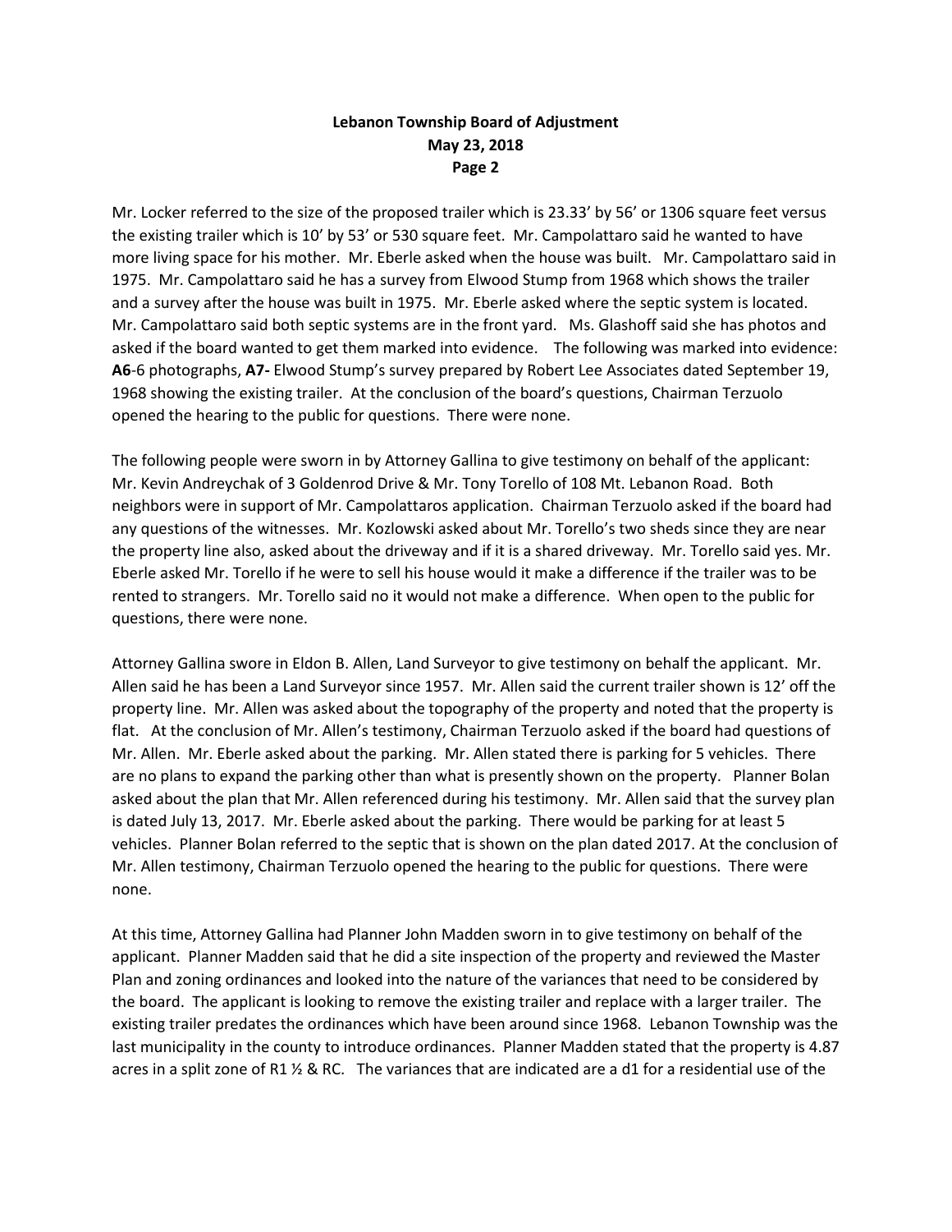Mr. Locker referred to the size of the proposed trailer which is 23.33' by 56' or 1306 square feet versus the existing trailer which is 10' by 53' or 530 square feet. Mr. Campolattaro said he wanted to have more living space for his mother. Mr. Eberle asked when the house was built. Mr. Campolattaro said in 1975. Mr. Campolattaro said he has a survey from Elwood Stump from 1968 which shows the trailer and a survey after the house was built in 1975. Mr. Eberle asked where the septic system is located. Mr. Campolattaro said both septic systems are in the front yard. Ms. Glashoff said she has photos and asked if the board wanted to get them marked into evidence. The following was marked into evidence: **A6**-6 photographs, **A7-** Elwood Stump's survey prepared by Robert Lee Associates dated September 19, 1968 showing the existing trailer. At the conclusion of the board's questions, Chairman Terzuolo opened the hearing to the public for questions. There were none.

The following people were sworn in by Attorney Gallina to give testimony on behalf of the applicant: Mr. Kevin Andreychak of 3 Goldenrod Drive & Mr. Tony Torello of 108 Mt. Lebanon Road. Both neighbors were in support of Mr. Campolattaros application. Chairman Terzuolo asked if the board had any questions of the witnesses. Mr. Kozlowski asked about Mr. Torello's two sheds since they are near the property line also, asked about the driveway and if it is a shared driveway. Mr. Torello said yes. Mr. Eberle asked Mr. Torello if he were to sell his house would it make a difference if the trailer was to be rented to strangers. Mr. Torello said no it would not make a difference. When open to the public for questions, there were none.

Attorney Gallina swore in Eldon B. Allen, Land Surveyor to give testimony on behalf the applicant. Mr. Allen said he has been a Land Surveyor since 1957. Mr. Allen said the current trailer shown is 12' off the property line. Mr. Allen was asked about the topography of the property and noted that the property is flat. At the conclusion of Mr. Allen's testimony, Chairman Terzuolo asked if the board had questions of Mr. Allen. Mr. Eberle asked about the parking. Mr. Allen stated there is parking for 5 vehicles. There are no plans to expand the parking other than what is presently shown on the property. Planner Bolan asked about the plan that Mr. Allen referenced during his testimony. Mr. Allen said that the survey plan is dated July 13, 2017. Mr. Eberle asked about the parking. There would be parking for at least 5 vehicles. Planner Bolan referred to the septic that is shown on the plan dated 2017. At the conclusion of Mr. Allen testimony, Chairman Terzuolo opened the hearing to the public for questions. There were none.

At this time, Attorney Gallina had Planner John Madden sworn in to give testimony on behalf of the applicant. Planner Madden said that he did a site inspection of the property and reviewed the Master Plan and zoning ordinances and looked into the nature of the variances that need to be considered by the board. The applicant is looking to remove the existing trailer and replace with a larger trailer. The existing trailer predates the ordinances which have been around since 1968. Lebanon Township was the last municipality in the county to introduce ordinances. Planner Madden stated that the property is 4.87 acres in a split zone of R1 ½ & RC. The variances that are indicated are a d1 for a residential use of the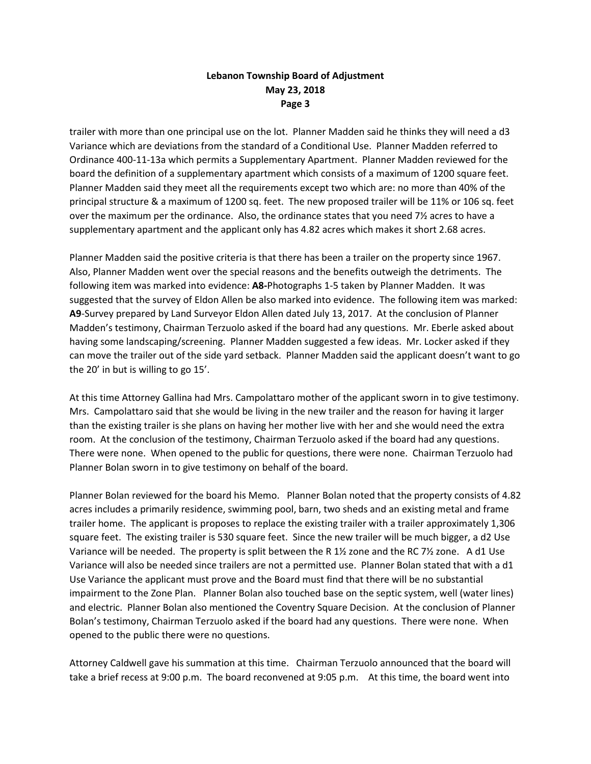trailer with more than one principal use on the lot. Planner Madden said he thinks they will need a d3 Variance which are deviations from the standard of a Conditional Use. Planner Madden referred to Ordinance 400-11-13a which permits a Supplementary Apartment. Planner Madden reviewed for the board the definition of a supplementary apartment which consists of a maximum of 1200 square feet. Planner Madden said they meet all the requirements except two which are: no more than 40% of the principal structure & a maximum of 1200 sq. feet. The new proposed trailer will be 11% or 106 sq. feet over the maximum per the ordinance. Also, the ordinance states that you need 7½ acres to have a supplementary apartment and the applicant only has 4.82 acres which makes it short 2.68 acres.

Planner Madden said the positive criteria is that there has been a trailer on the property since 1967. Also, Planner Madden went over the special reasons and the benefits outweigh the detriments. The following item was marked into evidence: **A8-**Photographs 1-5 taken by Planner Madden. It was suggested that the survey of Eldon Allen be also marked into evidence. The following item was marked: **A9**-Survey prepared by Land Surveyor Eldon Allen dated July 13, 2017. At the conclusion of Planner Madden's testimony, Chairman Terzuolo asked if the board had any questions. Mr. Eberle asked about having some landscaping/screening. Planner Madden suggested a few ideas. Mr. Locker asked if they can move the trailer out of the side yard setback. Planner Madden said the applicant doesn't want to go the 20' in but is willing to go 15'.

At this time Attorney Gallina had Mrs. Campolattaro mother of the applicant sworn in to give testimony. Mrs. Campolattaro said that she would be living in the new trailer and the reason for having it larger than the existing trailer is she plans on having her mother live with her and she would need the extra room. At the conclusion of the testimony, Chairman Terzuolo asked if the board had any questions. There were none. When opened to the public for questions, there were none. Chairman Terzuolo had Planner Bolan sworn in to give testimony on behalf of the board.

Planner Bolan reviewed for the board his Memo. Planner Bolan noted that the property consists of 4.82 acres includes a primarily residence, swimming pool, barn, two sheds and an existing metal and frame trailer home. The applicant is proposes to replace the existing trailer with a trailer approximately 1,306 square feet. The existing trailer is 530 square feet. Since the new trailer will be much bigger, a d2 Use Variance will be needed. The property is split between the R 1½ zone and the RC 7½ zone. A d1 Use Variance will also be needed since trailers are not a permitted use. Planner Bolan stated that with a d1 Use Variance the applicant must prove and the Board must find that there will be no substantial impairment to the Zone Plan. Planner Bolan also touched base on the septic system, well (water lines) and electric. Planner Bolan also mentioned the Coventry Square Decision. At the conclusion of Planner Bolan's testimony, Chairman Terzuolo asked if the board had any questions. There were none. When opened to the public there were no questions.

Attorney Caldwell gave his summation at this time. Chairman Terzuolo announced that the board will take a brief recess at 9:00 p.m. The board reconvened at 9:05 p.m. At this time, the board went into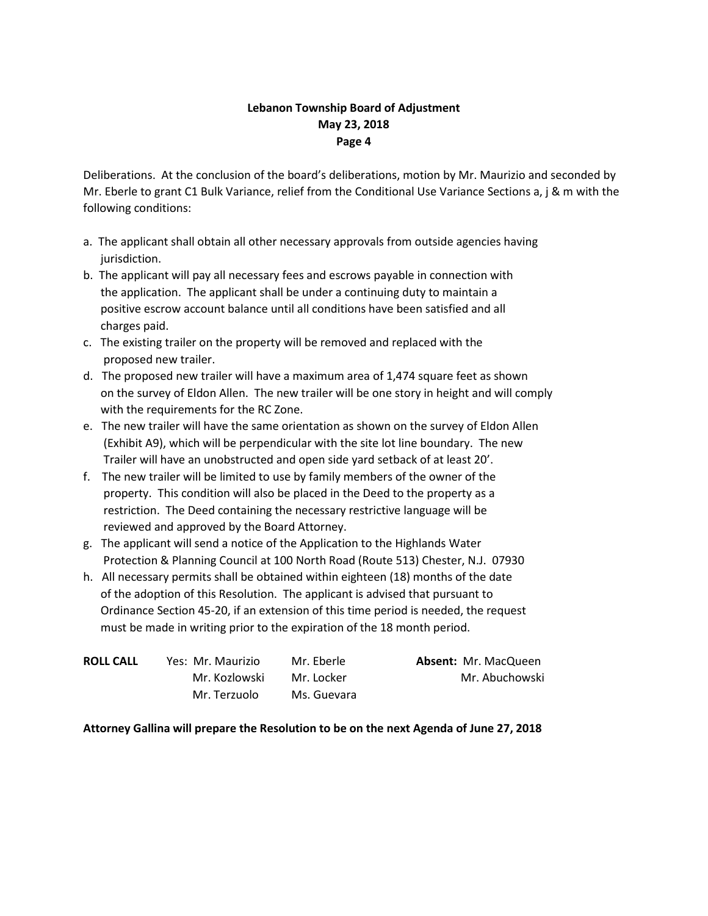Deliberations. At the conclusion of the board's deliberations, motion by Mr. Maurizio and seconded by Mr. Eberle to grant C1 Bulk Variance, relief from the Conditional Use Variance Sections a, j & m with the following conditions:

a. The applicant shall obtain all other necessary approvals from outside agencies having jurisdiction.
b. The applicant will pay all necessary fees and escrows payable in connection with the application. The applicant shall be under a continuing duty to maintain a positive escrow account balance until all conditions have been satisfied and all charges paid.
c. The existing trailer on the property will be removed and replaced with the proposed new trailer.
d. The proposed new trailer will have a maximum area of 1,474 square feet as shown on the survey of Eldon Allen. The new trailer will be one story in height and will comply with the requirements for the RC Zone.
e. The new trailer will have the same orientation as shown on the survey of Eldon Allen (Exhibit A9), which will be perpendicular with the site lot line boundary. The new Trailer will have an unobstructed and open side yard setback of at least 20'.
f. The new trailer will be limited to use by family members of the owner of the property. This condition will also be placed in the Deed to the property as a restriction. The Deed containing the necessary restrictive language will be reviewed and approved by the Board Attorney.
g. The applicant will send a notice of the Application to the Highlands Water Protection & Planning Council at 100 North Road (Route 513) Chester, N.J. 07930
h. All necessary permits shall be obtained within eighteen (18) months of the date of the adoption of this Resolution. The applicant is advised that pursuant to Ordinance Section 45-20, if an extension of this time period is needed, the request must be made in writing prior to the expiration of the 18 month period.

| **ROLL CALL** | Yes: Mr. Maurizio | Mr. Eberle | **Absent:** Mr. MacQueen |
|---|---|---|---|
| | Mr. Kozlowski | Mr. Locker | Mr. Abuchowski |
| | Mr. Terzuolo | Ms. Guevara | |

**Attorney Gallina will prepare the Resolution to be on the next Agenda of June 27, 2018**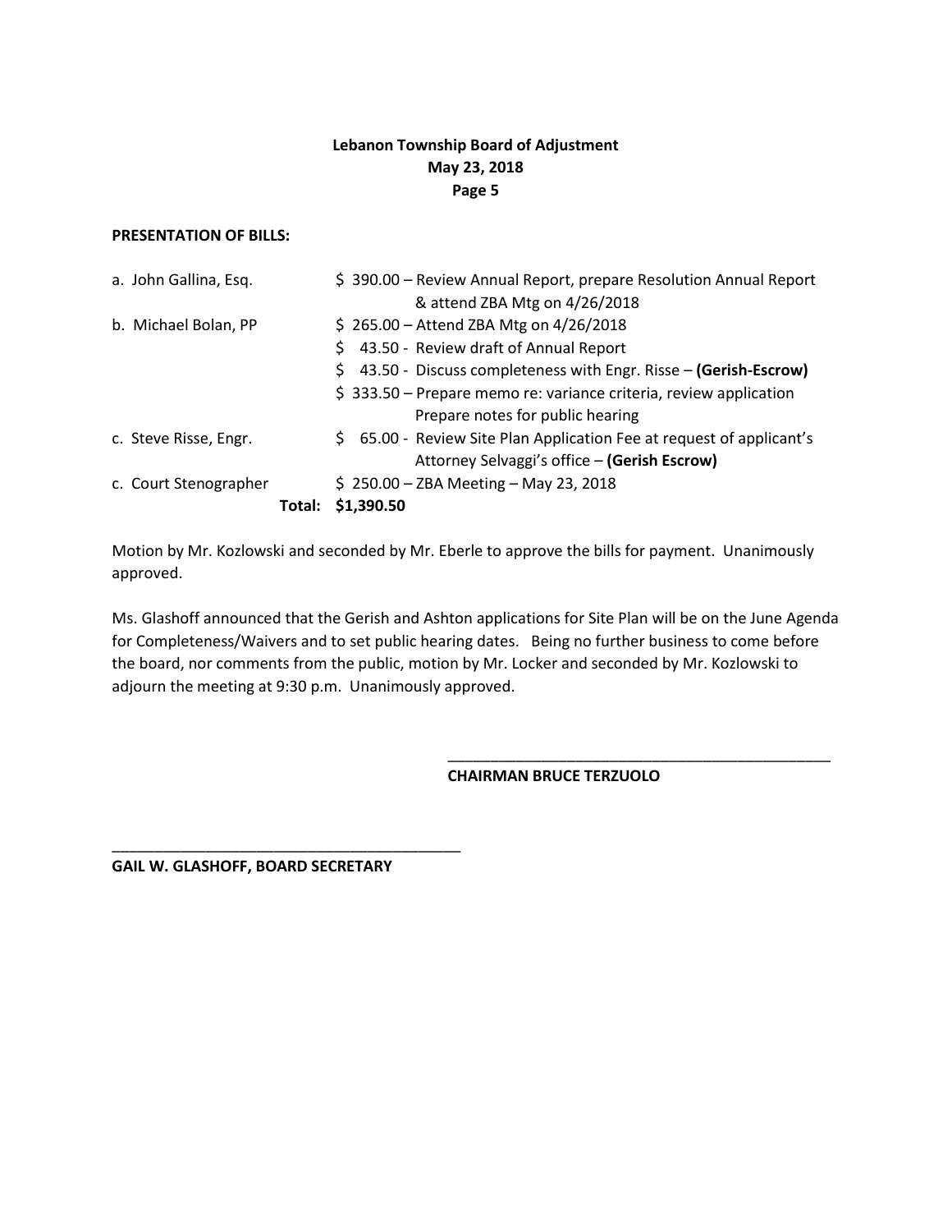**Lebanon Township Board of Adjustment**
**May 23, 2018**

**PRESENTATION OF BILLS:**

| | |
|---|---|
| a. John Gallina, Esq. | $ 390.00 – Review Annual Report, prepare Resolution Annual Report & attend ZBA Mtg on 4/26/2018 |
| b. Michael Bolan, PP | $ 265.00 – Attend ZBA Mtg on 4/26/2018 |
| | $ 43.50 - Review draft of Annual Report |
| | $ 43.50 - Discuss completeness with Engr. Risse – **(Gerish-Escrow)** |
| | $ 333.50 – Prepare memo re: variance criteria, review application Prepare notes for public hearing |
| c. Steve Risse, Engr. | $ 65.00 - Review Site Plan Application Fee at request of applicant's Attorney Selvaggi's office – **(Gerish Escrow)** |
| c. Court Stenographer | $ 250.00 – ZBA Meeting – May 23, 2018 |
| **Total:** | **$1,390.50** |

Motion by Mr. Kozlowski and seconded by Mr. Eberle to approve the bills for payment. Unanimously approved.

Ms. Glashoff announced that the Gerish and Ashton applications for Site Plan will be on the June Agenda for Completeness/Waivers and to set public hearing dates. Being no further business to come before the board, nor comments from the public, motion by Mr. Locker and seconded by Mr. Kozlowski to adjourn the meeting at 9:30 p.m. Unanimously approved.

\_\_\_\_\_\_\_\_\_\_\_\_\_\_\_\_\_\_\_\_\_\_\_\_\_\_\_\_\_\_\_\_\_\_\_\_\_\_\_\_\_\_\_\_
**CHAIRMAN BRUCE TERZUOLO**

\_\_\_\_\_\_\_\_\_\_\_\_\_\_\_\_\_\_\_\_\_\_\_\_\_\_\_\_\_\_\_\_\_\_\_\_\_\_\_\_\_\_\_\_
**GAIL W. GLASHOFF, BOARD SECRETARY**